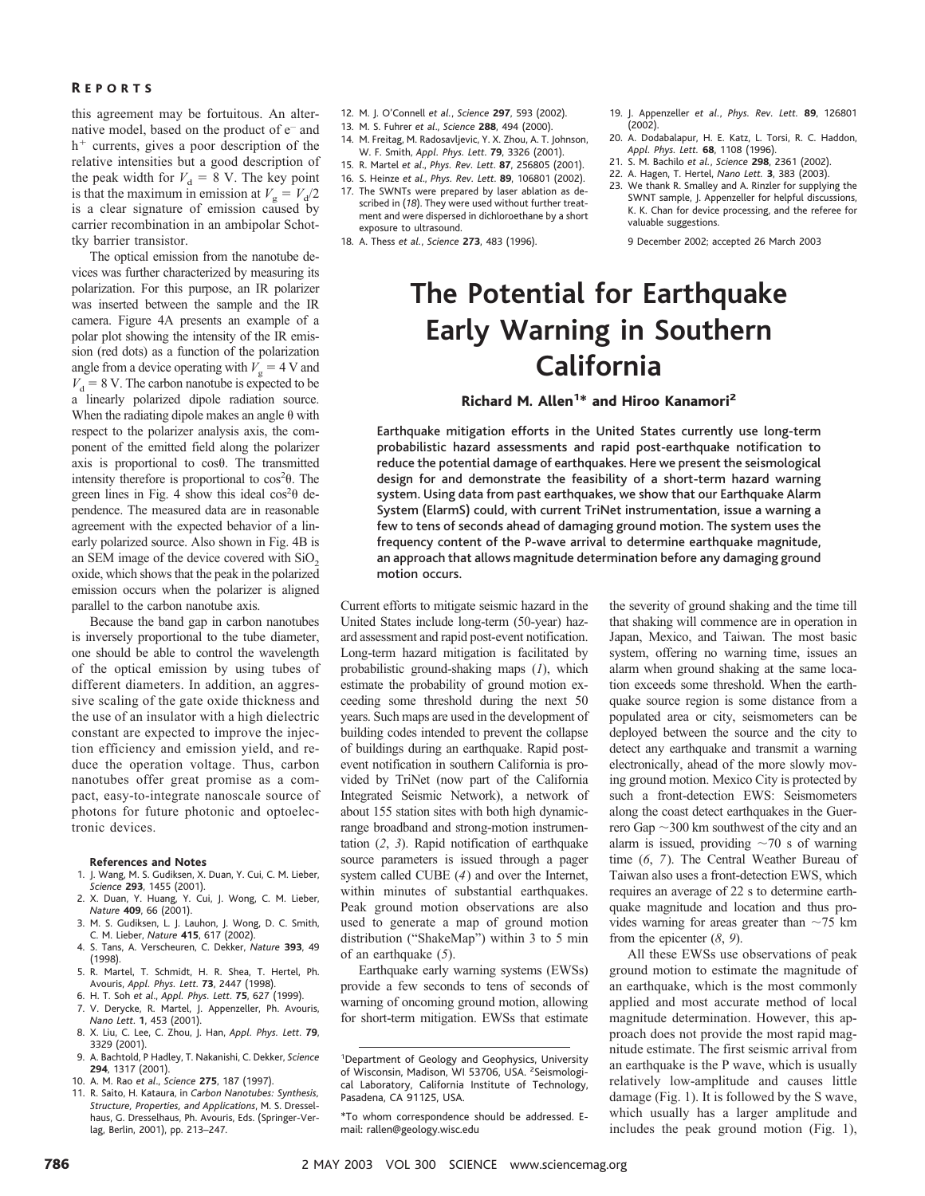this agreement may be fortuitous. An alternative model, based on the product of $e^-$ and $h^+$ currents, gives a poor description of the relative intensities but a good description of the peak width for $V_d = 8$ V. The key point is that the maximum in emission at $V_g = V_d/2$ is a clear signature of emission caused by carrier recombination in an ambipolar Schottky barrier transistor.

The optical emission from the nanotube devices was further characterized by measuring its polarization. For this purpose, an IR polarizer was inserted between the sample and the IR camera. Figure 4A presents an example of a polar plot showing the intensity of the IR emission (red dots) as a function of the polarization angle from a device operating with $V_g = 4$ V and $V_d = 8$ V. The carbon nanotube is expected to be a linearly polarized dipole radiation source. When the radiating dipole makes an angle θ with respect to the polarizer analysis axis, the component of the emitted field along the polarizer axis is proportional to cosθ. The transmitted intensity therefore is proportional to $\cos^2\theta$. The green lines in Fig. 4 show this ideal $\cos^2\theta$ dependence. The measured data are in reasonable agreement with the expected behavior of a linearly polarized source. Also shown in Fig. 4B is an SEM image of the device covered with $SiO_2$ oxide, which shows that the peak in the polarized emission occurs when the polarizer is aligned parallel to the carbon nanotube axis.

Because the band gap in carbon nanotubes is inversely proportional to the tube diameter, one should be able to control the wavelength of the optical emission by using tubes of different diameters. In addition, an aggressive scaling of the gate oxide thickness and the use of an insulator with a high dielectric constant are expected to improve the injection efficiency and emission yield, and reduce the operation voltage. Thus, carbon nanotubes offer great promise as a compact, easy-to-integrate nanoscale source of photons for future photonic and optoelectronic devices.

**References and Notes**

1. J. Wang, M. S. Gudiksen, X. Duan, Y. Cui, C. M. Lieber, *Science* **293**, 1455 (2001).
2. X. Duan, Y. Huang, Y. Cui, J. Wong, C. M. Lieber, *Nature* **409**, 66 (2001).
3. M. S. Gudiksen, L. J. Lauhon, J. Wong, D. C. Smith, C. M. Lieber, *Nature* **415**, 617 (2002).
4. S. Tans, A. Verscheuren, C. Dekker, *Nature* **393**, 49 (1998).
5. R. Martel, T. Schmidt, H. R. Shea, T. Hertel, Ph. Avouris, *Appl. Phys. Lett.* **73**, 2447 (1998).
6. H. T. Soh *et al.*, *Appl. Phys. Lett.* **75**, 627 (1999).
7. V. Derycke, R. Martel, J. Appenzeller, Ph. Avouris, *Nano Lett.* **1**, 453 (2001).
8. X. Liu, C. Lee, C. Zhou, J. Han, *Appl. Phys. Lett.* **79**, 3329 (2001).
9. A. Bachtold, P Hadley, T. Nakanishi, C. Dekker, *Science* **294**, 1317 (2001).
10. A. M. Rao *et al.*, *Science* **275**, 187 (1997).
11. R. Saito, H. Kataura, in *Carbon Nanotubes: Synthesis, Structure, Properties, and Applications*, M. S. Dresselhaus, G. Dresselhaus, Ph. Avouris, Eds. (Springer-Verlag, Berlin, 2001), pp. 213–247.
12. M. J. O'Connell *et al.*, *Science* **297**, 593 (2002).
13. M. S. Fuhrer *et al.*, *Science* **288**, 494 (2000).
14. M. Freitag, M. Radosavljevic, Y. X. Zhou, A. T. Johnson, W. F. Smith, *Appl. Phys. Lett.* **79**, 3326 (2001).
15. R. Martel *et al.*, *Phys. Rev. Lett.* **87**, 256805 (2001).
16. S. Heinze *et al.*, *Phys. Rev. Lett.* **89**, 106801 (2002).
17. The SWNTs were prepared by laser ablation as described in (*18*). They were used without further treatment and were dispersed in dichloroethane by a short exposure to ultrasound.
18. A. Thess *et al.*, *Science* **273**, 483 (1996).
19. J. Appenzeller *et al.*, *Phys. Rev. Lett.* **89**, 126801 (2002).
20. A. Dodabalapur, H. E. Katz, L. Torsi, R. C. Haddon, *Appl. Phys. Lett.* **68**, 1108 (1996).
21. S. M. Bachilo *et al.*, *Science* **298**, 2361 (2002).
22. A. Hagen, T. Hertel, *Nano Lett.* **3**, 383 (2003).
23. We thank R. Smalley and A. Rinzler for supplying the SWNT sample, J. Appenzeller for helpful discussions, K. K. Chan for device processing, and the referee for valuable suggestions.

9 December 2002; accepted 26 March 2003

# The Potential for Earthquake Early Warning in Southern California

**Richard M. Allen[1]\* and Hiroo Kanamori[2]**

**Earthquake mitigation efforts in the United States currently use long-term probabilistic hazard assessments and rapid post-earthquake notification to reduce the potential damage of earthquakes. Here we present the seismological design for and demonstrate the feasibility of a short-term hazard warning system. Using data from past earthquakes, we show that our Earthquake Alarm System (ElarmS) could, with current TriNet instrumentation, issue a warning a few to tens of seconds ahead of damaging ground motion. The system uses the frequency content of the P-wave arrival to determine earthquake magnitude, an approach that allows magnitude determination before any damaging ground motion occurs.**

Current efforts to mitigate seismic hazard in the United States include long-term (50-year) hazard assessment and rapid post-event notification. Long-term hazard mitigation is facilitated by probabilistic ground-shaking maps (*1*), which estimate the probability of ground motion exceeding some threshold during the next 50 years. Such maps are used in the development of building codes intended to prevent the collapse of buildings during an earthquake. Rapid post-event notification in southern California is provided by TriNet (now part of the California Integrated Seismic Network), a network of about 155 station sites with both high dynamic-range broadband and strong-motion instrumentation (*2*, *3*). Rapid notification of earthquake source parameters is issued through a pager system called CUBE (*4*) and over the Internet, within minutes of substantial earthquakes. Peak ground motion observations are also used to generate a map of ground motion distribution ("ShakeMap") within 3 to 5 min of an earthquake (*5*).

Earthquake early warning systems (EWSs) provide a few seconds to tens of seconds of warning of oncoming ground motion, allowing for short-term mitigation. EWSs that estimate the severity of ground shaking and the time till that shaking will commence are in operation in Japan, Mexico, and Taiwan. The most basic system, offering no warning time, issues an alarm when ground shaking at the same location exceeds some threshold. When the earthquake source region is some distance from a populated area or city, seismometers can be deployed between the source and the city to detect any earthquake and transmit a warning electronically, ahead of the more slowly moving ground motion. Mexico City is protected by such a front-detection EWS: Seismometers along the coast detect earthquakes in the Guerrero Gap ~300 km southwest of the city and an alarm is issued, providing ~70 s of warning time (*6*, *7*). The Central Weather Bureau of Taiwan also uses a front-detection EWS, which requires an average of 22 s to determine earthquake magnitude and location and thus provides warning for areas greater than ~75 km from the epicenter (*8*, *9*).

All these EWSs use observations of peak ground motion to estimate the magnitude of an earthquake, which is the most commonly applied and most accurate method of local magnitude determination. However, this approach does not provide the most rapid magnitude estimate. The first seismic arrival from an earthquake is the P wave, which is usually relatively low-amplitude and causes little damage (Fig. 1). It is followed by the S wave, which usually has a larger amplitude and includes the peak ground motion (Fig. 1),

[1]Department of Geology and Geophysics, University of Wisconsin, Madison, WI 53706, USA. [2]Seismological Laboratory, California Institute of Technology, Pasadena, CA 91125, USA.

\*To whom correspondence should be addressed. E-mail: rallen@geology.wisc.edu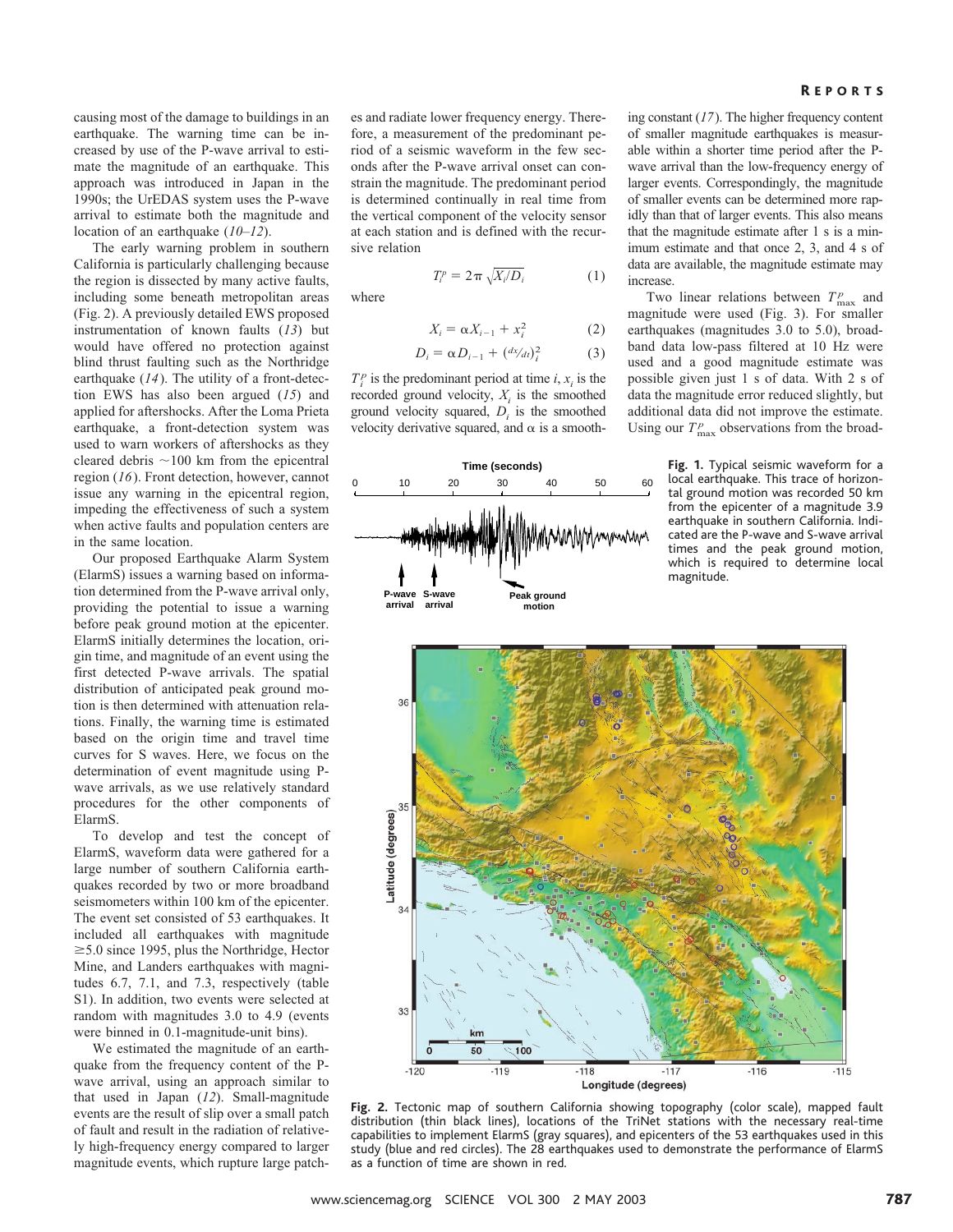causing most of the damage to buildings in an earthquake. The warning time can be increased by use of the P-wave arrival to estimate the magnitude of an earthquake. This approach was introduced in Japan in the 1990s; the UrEDAS system uses the P-wave arrival to estimate both the magnitude and location of an earthquake (*10–12*).

The early warning problem in southern California is particularly challenging because the region is dissected by many active faults, including some beneath metropolitan areas (Fig. 2). A previously detailed EWS proposed instrumentation of known faults (*13*) but would have offered no protection against blind thrust faulting such as the Northridge earthquake (*14*). The utility of a front-detection EWS has also been argued (*15*) and applied for aftershocks. After the Loma Prieta earthquake, a front-detection system was used to warn workers of aftershocks as they cleared debris ~100 km from the epicentral region (*16*). Front detection, however, cannot issue any warning in the epicentral region, impeding the effectiveness of such a system when active faults and population centers are in the same location.

Our proposed Earthquake Alarm System (ElarmS) issues a warning based on information determined from the P-wave arrival only, providing the potential to issue a warning before peak ground motion at the epicenter. ElarmS initially determines the location, origin time, and magnitude of an event using the first detected P-wave arrivals. The spatial distribution of anticipated peak ground motion is then determined with attenuation relations. Finally, the warning time is estimated based on the origin time and travel time curves for S waves. Here, we focus on the determination of event magnitude using P-wave arrivals, as we use relatively standard procedures for the other components of ElarmS.

To develop and test the concept of ElarmS, waveform data were gathered for a large number of southern California earthquakes recorded by two or more broadband seismometers within 100 km of the epicenter. The event set consisted of 53 earthquakes. It included all earthquakes with magnitude ≥5.0 since 1995, plus the Northridge, Hector Mine, and Landers earthquakes with magnitudes 6.7, 7.1, and 7.3, respectively (table S1). In addition, two events were selected at random with magnitudes 3.0 to 4.9 (events were binned in 0.1-magnitude-unit bins).

We estimated the magnitude of an earthquake from the frequency content of the P-wave arrival, using an approach similar to that used in Japan (*12*). Small-magnitude events are the result of slip over a small patch of fault and result in the radiation of relatively high-frequency energy compared to larger magnitude events, which rupture large patches and radiate lower frequency energy. Therefore, a measurement of the predominant period of a seismic waveform in the few seconds after the P-wave arrival onset can constrain the magnitude. The predominant period is determined continually in real time from the vertical component of the velocity sensor at each station and is defined with the recursive relation

$$T_i^p = 2\pi\sqrt{X_i/D_i} \qquad (1)$$

where

$$X_i = \alpha X_{i-1} + x_i^2 \qquad (2)$$

$$D_i = \alpha D_{i-1} + (dx/dt)_i^2 \qquad (3)$$

$T_i^p$ is the predominant period at time $i$, $x_i$ is the recorded ground velocity, $X_i$ is the smoothed ground velocity squared, $D_i$ is the smoothed velocity derivative squared, and $\alpha$ is a smoothing constant (*17*). The higher frequency content of smaller magnitude earthquakes is measurable within a shorter time period after the P-wave arrival than the low-frequency energy of larger events. Correspondingly, the magnitude of smaller events can be determined more rapidly than that of larger events. This also means that the magnitude estimate after 1 s is a minimum estimate and that once 2, 3, and 4 s of data are available, the magnitude estimate may increase.

Two linear relations between $T_{max}^p$ and magnitude were used (Fig. 3). For smaller earthquakes (magnitudes 3.0 to 5.0), broadband data low-pass filtered at 10 Hz were used and a good magnitude estimate was possible given just 1 s of data. With 2 s of data the magnitude error reduced slightly, but additional data did not improve the estimate. Using our $T_{max}^p$ observations from the broad-

**Fig. 1.** Typical seismic waveform for a local earthquake. This trace of horizontal ground motion was recorded 50 km from the epicenter of a magnitude 3.9 earthquake in southern California. Indicated are the P-wave and S-wave arrival times and the peak ground motion, which is required to determine local magnitude.

**Fig. 2.** Tectonic map of southern California showing topography (color scale), mapped fault distribution (thin black lines), locations of the TriNet stations with the necessary real-time capabilities to implement ElarmS (gray squares), and epicenters of the 53 earthquakes used in this study (blue and red circles). The 28 earthquakes used to demonstrate the performance of ElarmS as a function of time are shown in red.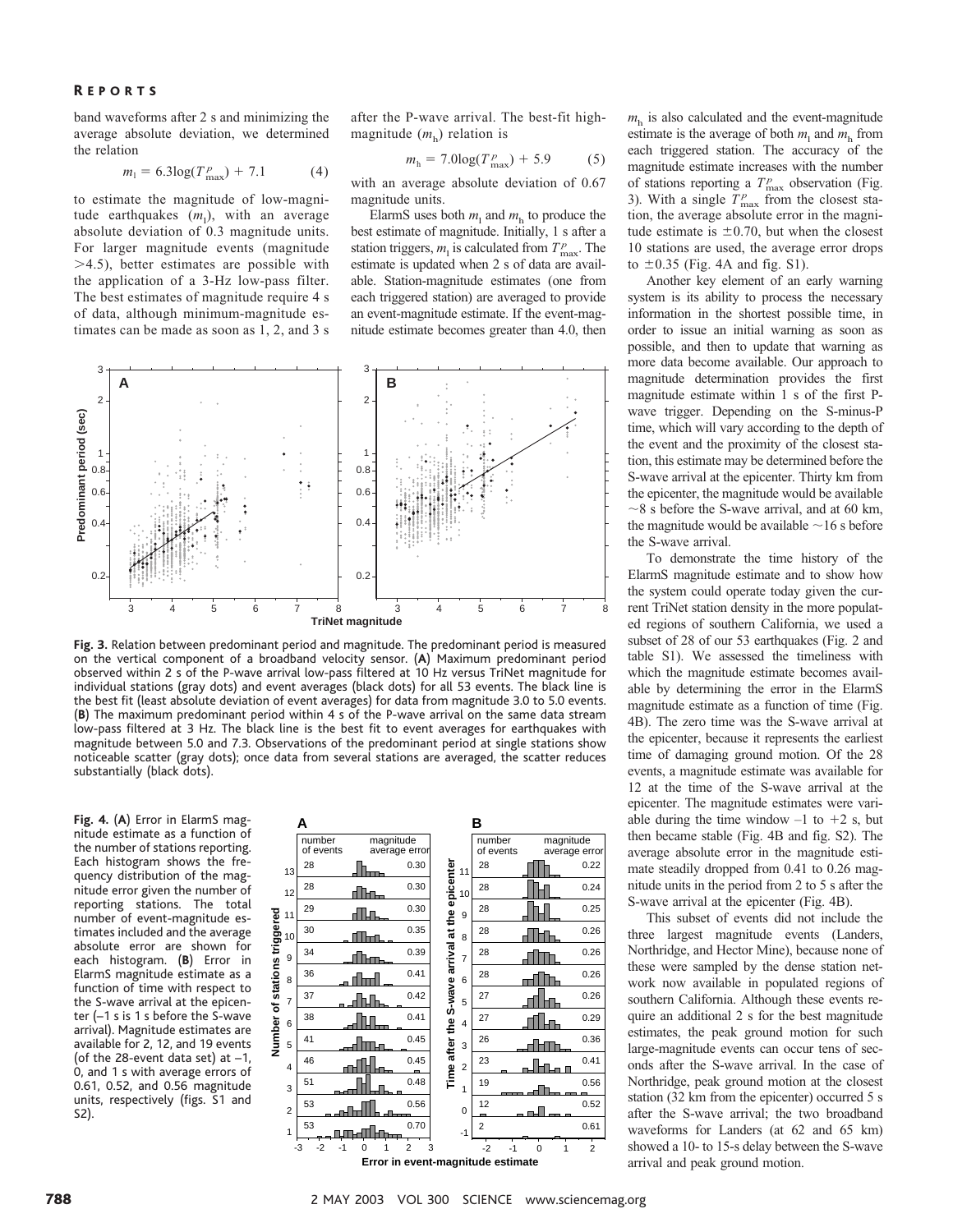band waveforms after 2 s and minimizing the average absolute deviation, we determined the relation

$$m_l = 6.3\log(T^p_{max}) + 7.1 \qquad (4)$$

to estimate the magnitude of low-magnitude earthquakes ($m_l$), with an average absolute deviation of 0.3 magnitude units. For larger magnitude events (magnitude >4.5), better estimates are possible with the application of a 3-Hz low-pass filter. The best estimates of magnitude require 4 s of data, although minimum-magnitude estimates can be made as soon as 1, 2, and 3 s after the P-wave arrival. The best-fit high-magnitude ($m_h$) relation is

$$m_h = 7.0\log(T^p_{max}) + 5.9 \qquad (5)$$

with an average absolute deviation of 0.67 magnitude units.

ElarmS uses both $m_l$ and $m_h$ to produce the best estimate of magnitude. Initially, 1 s after a station triggers, $m_l$ is calculated from $T^p_{max}$. The estimate is updated when 2 s of data are available. Station-magnitude estimates (one from each triggered station) are averaged to provide an event-magnitude estimate. If the event-magnitude estimate becomes greater than 4.0, then $m_h$ is also calculated and the event-magnitude estimate is the average of both $m_l$ and $m_h$ from each triggered station. The accuracy of the magnitude estimate increases with the number of stations reporting a $T^p_{max}$ observation (Fig. 3). With a single $T^p_{max}$ from the closest station, the average absolute error in the magnitude estimate is ±0.70, but when the closest 10 stations are used, the average error drops to ±0.35 (Fig. 4A and fig. S1).

Another key element of an early warning system is its ability to process the necessary information in the shortest possible time, in order to issue an initial warning as soon as possible, and then to update that warning as more data become available. Our approach to magnitude determination provides the first magnitude estimate within 1 s of the first P-wave trigger. Depending on the S-minus-P time, which will vary according to the depth of the event and the proximity of the closest station, this estimate may be determined before the S-wave arrival at the epicenter. Thirty km from the epicenter, the magnitude would be available ~8 s before the S-wave arrival, and at 60 km, the magnitude would be available ~16 s before the S-wave arrival.

To demonstrate the time history of the ElarmS magnitude estimate and to show how the system could operate today given the current TriNet station density in the more populated regions of southern California, we used a subset of 28 of our 53 earthquakes (Fig. 2 and table S1). We assessed the timeliness with which the magnitude estimate becomes available by determining the error in the ElarmS magnitude estimate as a function of time (Fig. 4B). The zero time was the S-wave arrival at the epicenter, because it represents the earliest time of damaging ground motion. Of the 28 events, a magnitude estimate was available for 12 at the time of the S-wave arrival at the epicenter. The magnitude estimates were variable during the time window –1 to +2 s, but then became stable (Fig. 4B and fig. S2). The average absolute error in the magnitude estimate steadily dropped from 0.41 to 0.26 magnitude units in the period from 2 to 5 s after the S-wave arrival at the epicenter (Fig. 4B).

This subset of events did not include the three largest magnitude events (Landers, Northridge, and Hector Mine), because none of these were sampled by the dense station network now available in populated regions of southern California. Although these events require an additional 2 s for the best magnitude estimates, the peak ground motion for such large-magnitude events can occur tens of seconds after the S-wave arrival. In the case of Northridge, peak ground motion at the closest station (32 km from the epicenter) occurred 5 s after the S-wave arrival; the two broadband waveforms for Landers (at 62 and 65 km) showed a 10- to 15-s delay between the S-wave arrival and peak ground motion.

**Fig. 3.** Relation between predominant period and magnitude. The predominant period is measured on the vertical component of a broadband velocity sensor. (**A**) Maximum predominant period observed within 2 s of the P-wave arrival low-pass filtered at 10 Hz versus TriNet magnitude for individual stations (gray dots) and event averages (black dots) for all 53 events. The black line is the best fit (least absolute deviation of event averages) for data from magnitude 3.0 to 5.0 events. (**B**) The maximum predominant period within 4 s of the P-wave arrival on the same data stream low-pass filtered at 3 Hz. The black line is the best fit to event averages for earthquakes with magnitude between 5.0 and 7.3. Observations of the predominant period at single stations show noticeable scatter (gray dots); once data from several stations are averaged, the scatter reduces substantially (black dots).

**Fig. 4.** (**A**) Error in ElarmS magnitude estimate as a function of the number of stations reporting. Each histogram shows the frequency distribution of the magnitude error given the number of reporting stations. The total number of event-magnitude estimates included and the average absolute error are shown for each histogram. (**B**) Error in ElarmS magnitude estimate as a function of time with respect to the S-wave arrival at the epicenter (–1 s is 1 s before the S-wave arrival). Magnitude estimates are available for 2, 12, and 19 events (of the 28-event data set) at –1, 0, and 1 s with average errors of 0.61, 0.52, and 0.56 magnitude units, respectively (figs. S1 and S2).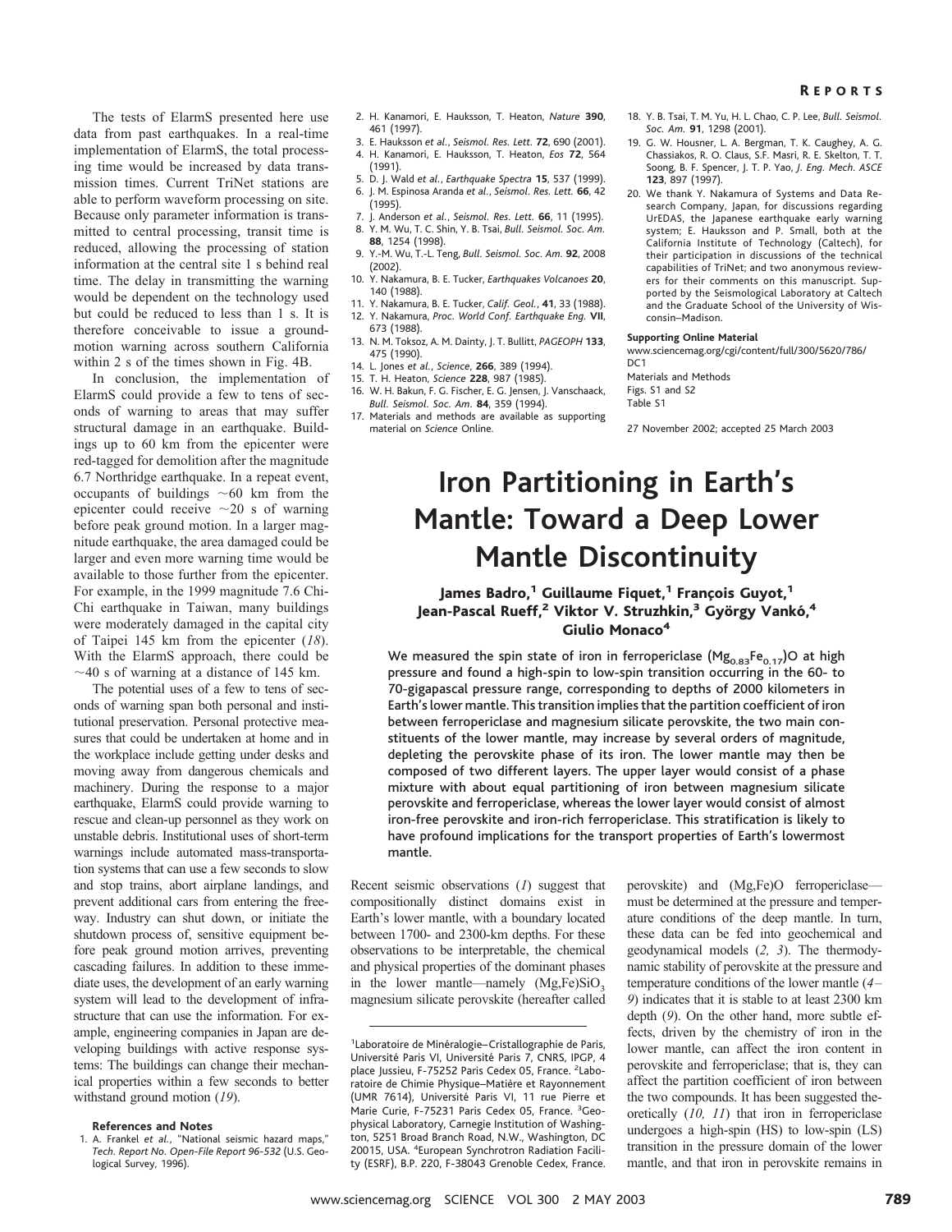The tests of ElarmS presented here use data from past earthquakes. In a real-time implementation of ElarmS, the total processing time would be increased by data transmission times. Current TriNet stations are able to perform waveform processing on site. Because only parameter information is transmitted to central processing, transit time is reduced, allowing the processing of station information at the central site 1 s behind real time. The delay in transmitting the warning would be dependent on the technology used but could be reduced to less than 1 s. It is therefore conceivable to issue a ground-motion warning across southern California within 2 s of the times shown in Fig. 4B.

In conclusion, the implementation of ElarmS could provide a few to tens of seconds of warning to areas that may suffer structural damage in an earthquake. Buildings up to 60 km from the epicenter were red-tagged for demolition after the magnitude 6.7 Northridge earthquake. In a repeat event, occupants of buildings ~60 km from the epicenter could receive ~20 s of warning before peak ground motion. In a larger magnitude earthquake, the area damaged could be larger and even more warning time would be available to those further from the epicenter. For example, in the 1999 magnitude 7.6 Chi-Chi earthquake in Taiwan, many buildings were moderately damaged in the capital city of Taipei 145 km from the epicenter (*18*). With the ElarmS approach, there could be ~40 s of warning at a distance of 145 km.

The potential uses of a few to tens of seconds of warning span both personal and institutional preservation. Personal protective measures that could be undertaken at home and in the workplace include getting under desks and moving away from dangerous chemicals and machinery. During the response to a major earthquake, ElarmS could provide warning to rescue and clean-up personnel as they work on unstable debris. Institutional uses of short-term warnings include automated mass-transportation systems that can use a few seconds to slow and stop trains, abort airplane landings, and prevent additional cars from entering the freeway. Industry can shut down, or initiate the shutdown process of, sensitive equipment before peak ground motion arrives, preventing cascading failures. In addition to these immediate uses, the development of an early warning system will lead to the development of infrastructure that can use the information. For example, engineering companies in Japan are developing buildings with active response systems: The buildings can change their mechanical properties within a few seconds to better withstand ground motion (*19*).

**References and Notes**

1. A. Frankel *et al.*, "National seismic hazard maps," *Tech. Report No. Open-File Report 96-532* (U.S. Geological Survey, 1996).
2. H. Kanamori, E. Hauksson, T. Heaton, *Nature* **390**, 461 (1997).
3. E. Hauksson *et al.*, *Seismol. Res. Lett.* **72**, 690 (2001).
4. H. Kanamori, E. Hauksson, T. Heaton, *Eos* **72**, 564 (1991).
5. D. J. Wald *et al.*, *Earthquake Spectra* **15**, 537 (1999).
6. J. M. Espinosa Aranda *et al.*, *Seismol. Res. Lett.* **66**, 42 (1995).
7. J. Anderson *et al.*, *Seismol. Res. Lett.* **66**, 11 (1995).
8. Y. M. Wu, T. C. Shin, Y. B. Tsai, *Bull. Seismol. Soc. Am.* **88**, 1254 (1998).
9. Y.-M. Wu, T.-L. Teng, *Bull. Seismol. Soc. Am.* **92**, 2008 (2002).
10. Y. Nakamura, B. E. Tucker, *Earthquakes Volcanoes* **20**, 140 (1988).
11. Y. Nakamura, B. E. Tucker, *Calif. Geol.*, **41**, 33 (1988).
12. Y. Nakamura, *Proc. World Conf. Earthquake Eng.* **VII**, 673 (1988).
13. N. M. Toksoz, A. M. Dainty, J. T. Bullitt, *PAGEOPH* **133**, 475 (1990).
14. L. Jones *et al.*, *Science*, **266**, 389 (1994).
15. T. H. Heaton, *Science* **228**, 987 (1985).
16. W. H. Bakun, F. G. Fischer, E. G. Jensen, J. Vanschaack, *Bull. Seismol. Soc. Am.* **84**, 359 (1994).
17. Materials and methods are available as supporting material on *Science* Online.
18. Y. B. Tsai, T. M. Yu, H. L. Chao, C. P. Lee, *Bull. Seismol. Soc. Am.* **91**, 1298 (2001).
19. G. W. Housner, L. A. Bergman, T. K. Caughey, A. G. Chassiakos, R. O. Claus, S.F. Masri, R. E. Skelton, T. T. Soong, B. F. Spencer, J. T. P. Yao, *J. Eng. Mech. ASCE* **123**, 897 (1997).
20. We thank Y. Nakamura of Systems and Data Research Company, Japan, for discussions regarding UrEDAS, the Japanese earthquake early warning system; E. Hauksson and P. Small, both at the California Institute of Technology (Caltech), for their participation in discussions of the technical capabilities of TriNet; and two anonymous reviewers for their comments on this manuscript. Supported by the Seismological Laboratory at Caltech and the Graduate School of the University of Wisconsin–Madison.

**Supporting Online Material**

www.sciencemag.org/cgi/content/full/300/5620/786/DC1
Materials and Methods
Figs. S1 and S2
Table S1

27 November 2002; accepted 25 March 2003

# Iron Partitioning in Earth's Mantle: Toward a Deep Lower Mantle Discontinuity

**James Badro,[1] Guillaume Fiquet,[1] François Guyot,[1] Jean-Pascal Rueff,[2] Viktor V. Struzhkin,[3] György Vankó,[4] Giulio Monaco[4]**

**We measured the spin state of iron in ferropericlase ($(Mg_{0.83}Fe_{0.17})O$) at high pressure and found a high-spin to low-spin transition occurring in the 60- to 70-gigapascal pressure range, corresponding to depths of 2000 kilometers in Earth's lower mantle. This transition implies that the partition coefficient of iron between ferropericlase and magnesium silicate perovskite, the two main constituents of the lower mantle, may increase by several orders of magnitude, depleting the perovskite phase of its iron. The lower mantle may then be composed of two different layers. The upper layer would consist of a phase mixture with about equal partitioning of iron between magnesium silicate perovskite and ferropericlase, whereas the lower layer would consist of almost iron-free perovskite and iron-rich ferropericlase. This stratification is likely to have profound implications for the transport properties of Earth's lowermost mantle.**

Recent seismic observations (*1*) suggest that compositionally distinct domains exist in Earth's lower mantle, with a boundary located between 1700- and 2300-km depths. For these observations to be interpretable, the chemical and physical properties of the dominant phases in the lower mantle—namely $(Mg,Fe)SiO_3$ magnesium silicate perovskite (hereafter called perovskite) and (Mg,Fe)O ferropericlase—must be determined at the pressure and temperature conditions of the deep mantle. In turn, these data can be fed into geochemical and geodynamical models (*2, 3*). The thermodynamic stability of perovskite at the pressure and temperature conditions of the lower mantle (*4–9*) indicates that it is stable to at least 2300 km depth (*9*). On the other hand, more subtle effects, driven by the chemistry of iron in the lower mantle, can affect the iron content in perovskite and ferropericlase; that is, they can affect the partition coefficient of iron between the two compounds. It has been suggested theoretically (*10, 11*) that iron in ferropericlase undergoes a high-spin (HS) to low-spin (LS) transition in the pressure domain of the lower mantle, and that iron in perovskite remains in

[1]Laboratoire de Minéralogie–Cristallographie de Paris, Université Paris VI, Université Paris 7, CNRS, IPGP, 4 place Jussieu, F-75252 Paris Cedex 05, France. [2]Laboratoire de Chimie Physique–Matière et Rayonnement (UMR 7614), Université Paris VI, 11 rue Pierre et Marie Curie, F-75231 Paris Cedex 05, France. [3]Geophysical Laboratory, Carnegie Institution of Washington, 5251 Broad Branch Road, N.W., Washington, DC 20015, USA. [4]European Synchrotron Radiation Facility (ESRF), B.P. 220, F-38043 Grenoble Cedex, France.